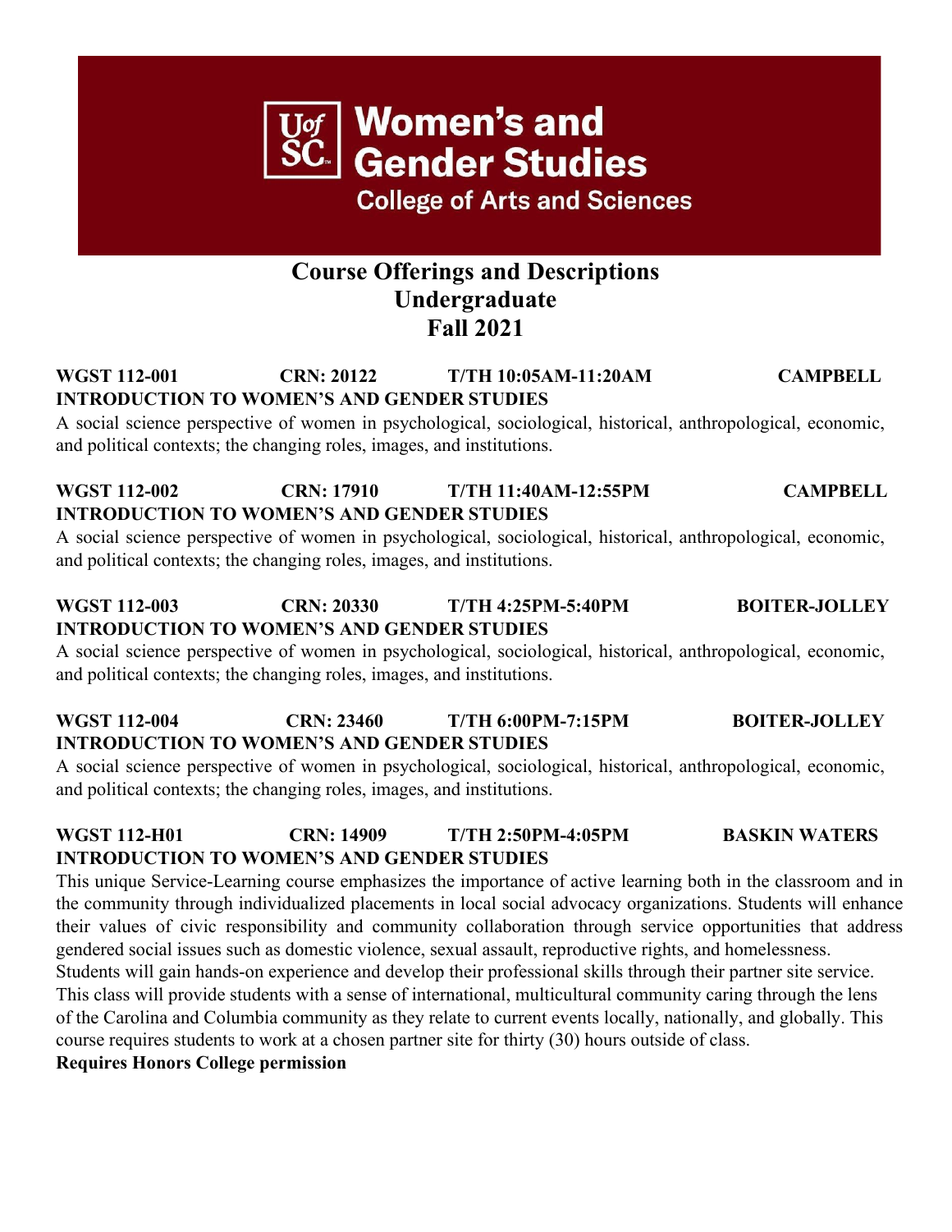# UofSC Women's and Gender Studies
## College of Arts and Sciences

## Course Offerings and Descriptions
## Undergraduate
## Fall 2021

**WGST 112-001 CRN: 20122 T/TH 10:05AM-11:20AM CAMPBELL**
**INTRODUCTION TO WOMEN'S AND GENDER STUDIES**
A social science perspective of women in psychological, sociological, historical, anthropological, economic, and political contexts; the changing roles, images, and institutions.

**WGST 112-002 CRN: 17910 T/TH 11:40AM-12:55PM CAMPBELL**
**INTRODUCTION TO WOMEN'S AND GENDER STUDIES**
A social science perspective of women in psychological, sociological, historical, anthropological, economic, and political contexts; the changing roles, images, and institutions.

**WGST 112-003 CRN: 20330 T/TH 4:25PM-5:40PM BOITER-JOLLEY**
**INTRODUCTION TO WOMEN'S AND GENDER STUDIES**
A social science perspective of women in psychological, sociological, historical, anthropological, economic, and political contexts; the changing roles, images, and institutions.

**WGST 112-004 CRN: 23460 T/TH 6:00PM-7:15PM BOITER-JOLLEY**
**INTRODUCTION TO WOMEN'S AND GENDER STUDIES**
A social science perspective of women in psychological, sociological, historical, anthropological, economic, and political contexts; the changing roles, images, and institutions.

**WGST 112-H01 CRN: 14909 T/TH 2:50PM-4:05PM BASKIN WATERS**
**INTRODUCTION TO WOMEN'S AND GENDER STUDIES**
This unique Service-Learning course emphasizes the importance of active learning both in the classroom and in the community through individualized placements in local social advocacy organizations. Students will enhance their values of civic responsibility and community collaboration through service opportunities that address gendered social issues such as domestic violence, sexual assault, reproductive rights, and homelessness. Students will gain hands-on experience and develop their professional skills through their partner site service. This class will provide students with a sense of international, multicultural community caring through the lens of the Carolina and Columbia community as they relate to current events locally, nationally, and globally. This course requires students to work at a chosen partner site for thirty (30) hours outside of class.
**Requires Honors College permission**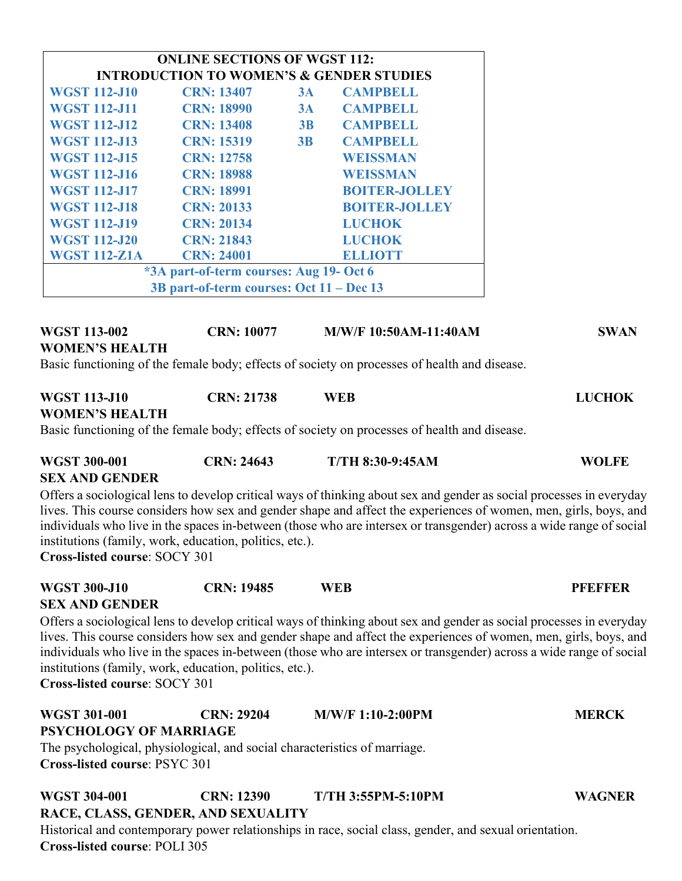| ONLINE SECTIONS OF WGST 112: INTRODUCTION TO WOMEN'S & GENDER STUDIES | | | |
|---|---|---|---|
| WGST 112-J10 | CRN: 13407 | 3A | CAMPBELL |
| WGST 112-J11 | CRN: 18990 | 3A | CAMPBELL |
| WGST 112-J12 | CRN: 13408 | 3B | CAMPBELL |
| WGST 112-J13 | CRN: 15319 | 3B | CAMPBELL |
| WGST 112-J15 | CRN: 12758 | | WEISSMAN |
| WGST 112-J16 | CRN: 18988 | | WEISSMAN |
| WGST 112-J17 | CRN: 18991 | | BOITER-JOLLEY |
| WGST 112-J18 | CRN: 20133 | | BOITER-JOLLEY |
| WGST 112-J19 | CRN: 20134 | | LUCHOK |
| WGST 112-J20 | CRN: 21843 | | LUCHOK |
| WGST 112-Z1A | CRN: 24001 | | ELLIOTT |
| *3A part-of-term courses: Aug 19- Oct 6 3B part-of-term courses: Oct 11 – Dec 13 | | | |

**WGST 113-002 CRN: 10077 M/W/F 10:50AM-11:40AM SWAN**
**WOMEN'S HEALTH**
Basic functioning of the female body; effects of society on processes of health and disease.

**WGST 113-J10 CRN: 21738 WEB LUCHOK**
**WOMEN'S HEALTH**
Basic functioning of the female body; effects of society on processes of health and disease.

**WGST 300-001 CRN: 24643 T/TH 8:30-9:45AM WOLFE**
**SEX AND GENDER**
Offers a sociological lens to develop critical ways of thinking about sex and gender as social processes in everyday lives. This course considers how sex and gender shape and affect the experiences of women, men, girls, boys, and individuals who live in the spaces in-between (those who are intersex or transgender) across a wide range of social institutions (family, work, education, politics, etc.).
**Cross-listed course**: SOCY 301

**WGST 300-J10 CRN: 19485 WEB PFEFFER**
**SEX AND GENDER**
Offers a sociological lens to develop critical ways of thinking about sex and gender as social processes in everyday lives. This course considers how sex and gender shape and affect the experiences of women, men, girls, boys, and individuals who live in the spaces in-between (those who are intersex or transgender) across a wide range of social institutions (family, work, education, politics, etc.).
**Cross-listed course**: SOCY 301

**WGST 301-001 CRN: 29204 M/W/F 1:10-2:00PM MERCK**
**PSYCHOLOGY OF MARRIAGE**
The psychological, physiological, and social characteristics of marriage.
**Cross-listed course**: PSYC 301

**WGST 304-001 CRN: 12390 T/TH 3:55PM-5:10PM WAGNER**
**RACE, CLASS, GENDER, AND SEXUALITY**
Historical and contemporary power relationships in race, social class, gender, and sexual orientation.
**Cross-listed course**: POLI 305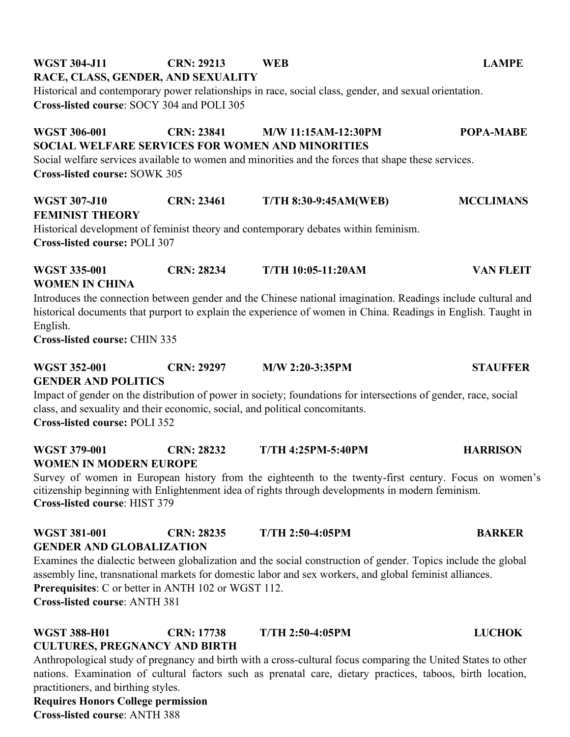**WGST 304-J11 CRN: 29213 WEB LAMPE**
**RACE, CLASS, GENDER, AND SEXUALITY**
Historical and contemporary power relationships in race, social class, gender, and sexual orientation.
**Cross-listed course**: SOCY 304 and POLI 305

**WGST 306-001 CRN: 23841 M/W 11:15AM-12:30PM POPA-MABE**
**SOCIAL WELFARE SERVICES FOR WOMEN AND MINORITIES**
Social welfare services available to women and minorities and the forces that shape these services.
**Cross-listed course:** SOWK 305

**WGST 307-J10 CRN: 23461 T/TH 8:30-9:45AM(WEB) MCCLIMANS**
**FEMINIST THEORY**
Historical development of feminist theory and contemporary debates within feminism.
**Cross-listed course:** POLI 307

**WGST 335-001 CRN: 28234 T/TH 10:05-11:20AM VAN FLEIT**
**WOMEN IN CHINA**
Introduces the connection between gender and the Chinese national imagination. Readings include cultural and historical documents that purport to explain the experience of women in China. Readings in English. Taught in English.
**Cross-listed course:** CHIN 335

**WGST 352-001 CRN: 29297 M/W 2:20-3:35PM STAUFFER**
**GENDER AND POLITICS**
Impact of gender on the distribution of power in society; foundations for intersections of gender, race, social class, and sexuality and their economic, social, and political concomitants.
**Cross-listed course:** POLI 352

**WGST 379-001 CRN: 28232 T/TH 4:25PM-5:40PM HARRISON**
**WOMEN IN MODERN EUROPE**
Survey of women in European history from the eighteenth to the twenty-first century. Focus on women's citizenship beginning with Enlightenment idea of rights through developments in modern feminism.
**Cross-listed course**: HIST 379

**WGST 381-001 CRN: 28235 T/TH 2:50-4:05PM BARKER**
**GENDER AND GLOBALIZATION**
Examines the dialectic between globalization and the social construction of gender. Topics include the global assembly line, transnational markets for domestic labor and sex workers, and global feminist alliances.
**Prerequisites**: C or better in ANTH 102 or WGST 112.
**Cross-listed course**: ANTH 381

**WGST 388-H01 CRN: 17738 T/TH 2:50-4:05PM LUCHOK**
**CULTURES, PREGNANCY AND BIRTH**
Anthropological study of pregnancy and birth with a cross-cultural focus comparing the United States to other nations. Examination of cultural factors such as prenatal care, dietary practices, taboos, birth location, practitioners, and birthing styles.
**Requires Honors College permission**
**Cross-listed course**: ANTH 388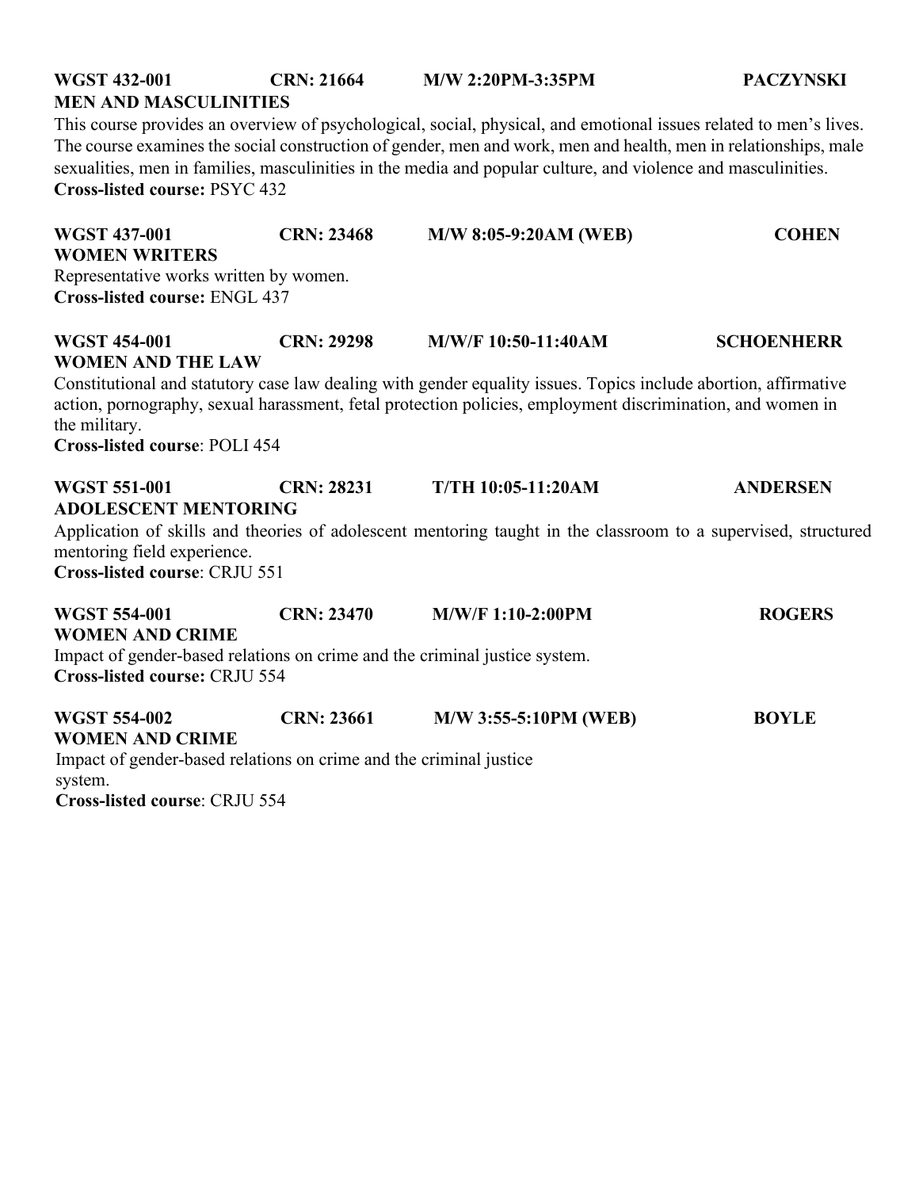**WGST 432-001** **CRN: 21664** **M/W 2:20PM-3:35PM** **PACZYNSKI**
**MEN AND MASCULINITIES**

This course provides an overview of psychological, social, physical, and emotional issues related to men's lives. The course examines the social construction of gender, men and work, men and health, men in relationships, male sexualities, men in families, masculinities in the media and popular culture, and violence and masculinities.
**Cross-listed course:** PSYC 432

**WGST 437-001** **CRN: 23468** **M/W 8:05-9:20AM (WEB)** **COHEN**
**WOMEN WRITERS**

Representative works written by women.
**Cross-listed course:** ENGL 437

**WGST 454-001** **CRN: 29298** **M/W/F 10:50-11:40AM** **SCHOENHERR**
**WOMEN AND THE LAW**

Constitutional and statutory case law dealing with gender equality issues. Topics include abortion, affirmative action, pornography, sexual harassment, fetal protection policies, employment discrimination, and women in the military.
**Cross-listed course**: POLI 454

**WGST 551-001** **CRN: 28231** **T/TH 10:05-11:20AM** **ANDERSEN**
**ADOLESCENT MENTORING**

Application of skills and theories of adolescent mentoring taught in the classroom to a supervised, structured mentoring field experience.
**Cross-listed course**: CRJU 551

**WGST 554-001** **CRN: 23470** **M/W/F 1:10-2:00PM** **ROGERS**
**WOMEN AND CRIME**

Impact of gender-based relations on crime and the criminal justice system.
**Cross-listed course:** CRJU 554

**WGST 554-002** **CRN: 23661** **M/W 3:55-5:10PM (WEB)** **BOYLE**
**WOMEN AND CRIME**

Impact of gender-based relations on crime and the criminal justice system.
**Cross-listed course**: CRJU 554